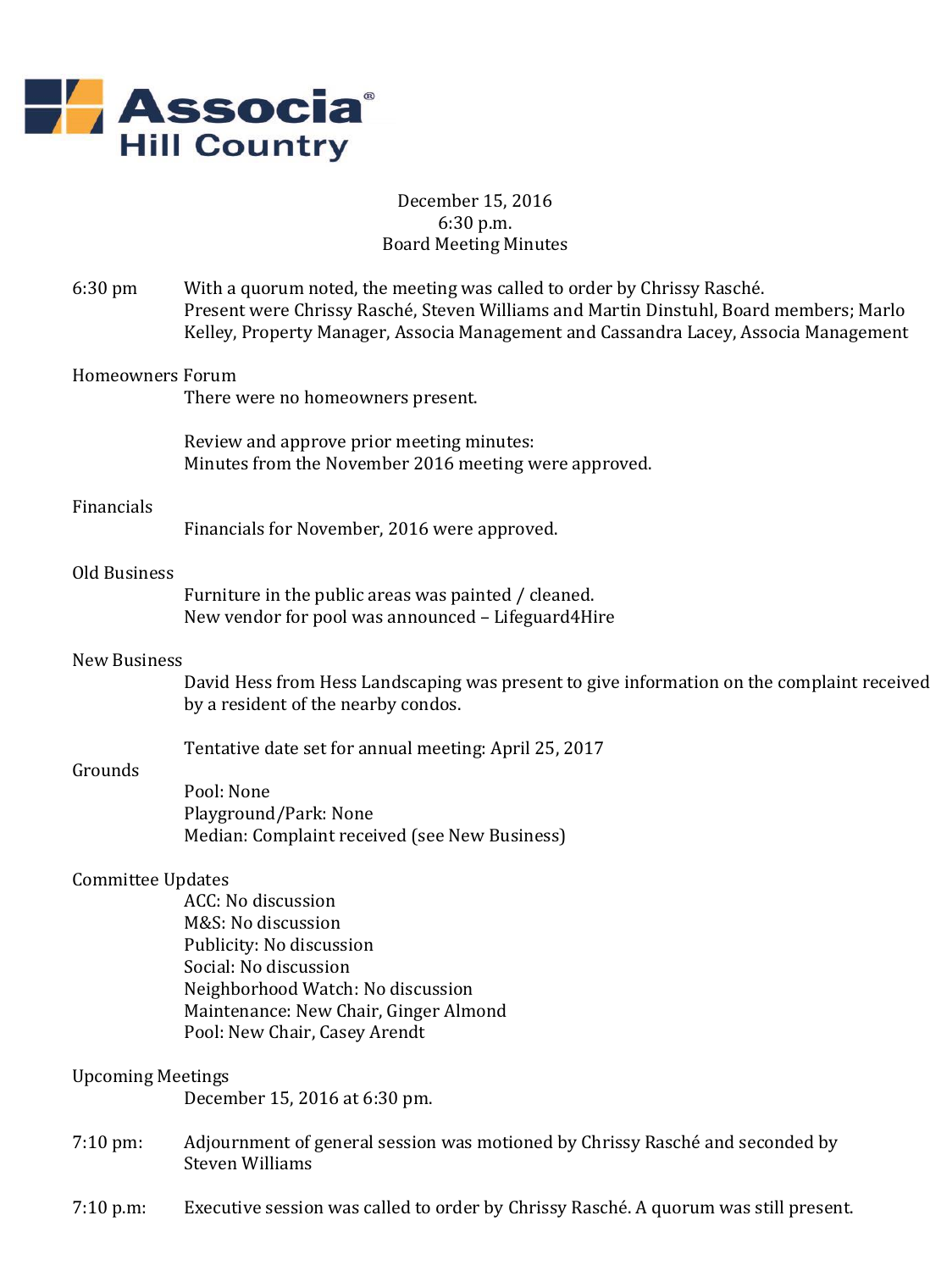# Associa Hill Country

December 15, 2016
6:30 p.m.
Board Meeting Minutes

6:30 pm — With a quorum noted, the meeting was called to order by Chrissy Rasché.
Present were Chrissy Rasché, Steven Williams and Martin Dinstuhl, Board members; Marlo Kelley, Property Manager, Associa Management and Cassandra Lacey, Associa Management

**Homeowners Forum**

There were no homeowners present.

Review and approve prior meeting minutes:
Minutes from the November 2016 meeting were approved.

**Financials**

Financials for November, 2016 were approved.

**Old Business**

Furniture in the public areas was painted / cleaned.
New vendor for pool was announced – Lifeguard4Hire

**New Business**

David Hess from Hess Landscaping was present to give information on the complaint received by a resident of the nearby condos.

Tentative date set for annual meeting: April 25, 2017

**Grounds**

Pool: None
Playground/Park: None
Median: Complaint received (see New Business)

**Committee Updates**

ACC: No discussion
M&S: No discussion
Publicity: No discussion
Social: No discussion
Neighborhood Watch: No discussion
Maintenance: New Chair, Ginger Almond
Pool: New Chair, Casey Arendt

**Upcoming Meetings**

December 15, 2016 at 6:30 pm.

7:10 pm: Adjournment of general session was motioned by Chrissy Rasché and seconded by Steven Williams

7:10 p.m: Executive session was called to order by Chrissy Rasché. A quorum was still present.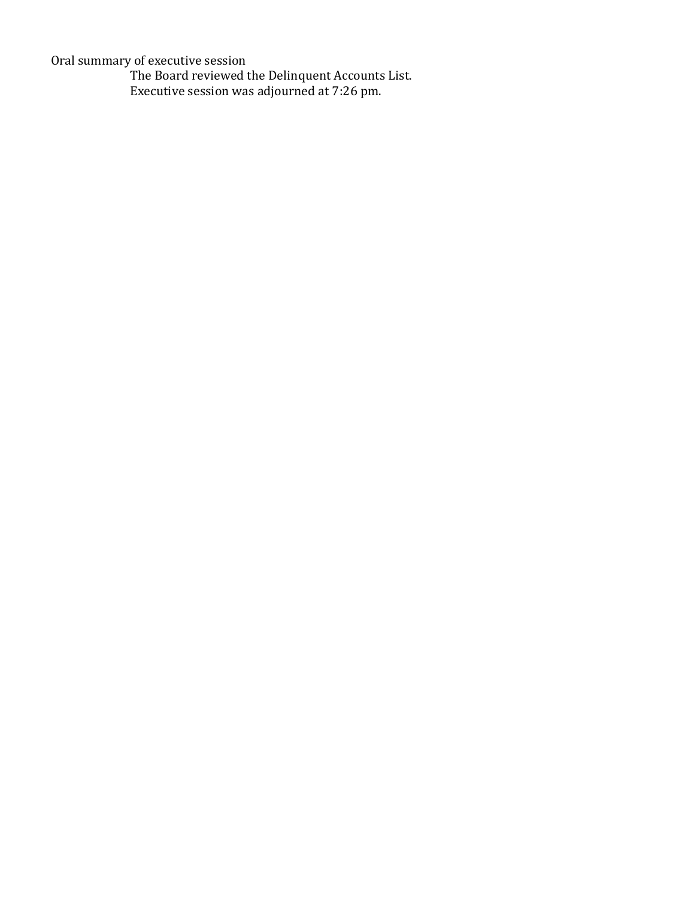Oral summary of executive session

The Board reviewed the Delinquent Accounts List.

Executive session was adjourned at 7:26 pm.